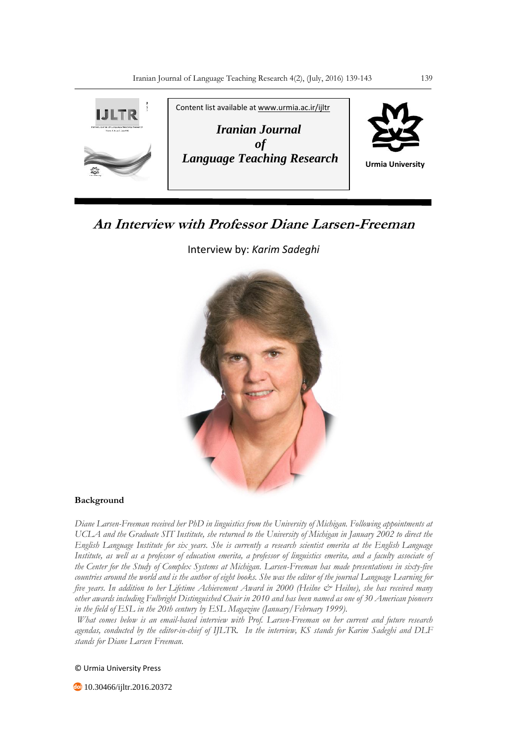Content list available at www.urmia.ac.ir/ijltr

***Iranian Journal of Language Teaching Research***

Urmia University

# *An Interview with Professor Diane Larsen-Freeman*

Interview by: *Karim Sadeghi*

## Background

*Diane Larsen-Freeman received her PhD in linguistics from the University of Michigan. Following appointments at UCLA and the Graduate SIT Institute, she returned to the University of Michigan in January 2002 to direct the English Language Institute for six years. She is currently a research scientist emerita at the English Language Institute, as well as a professor of education emerita, a professor of linguistics emerita, and a faculty associate of the Center for the Study of Complex Systems at Michigan. Larsen-Freeman has made presentations in sixty-five countries around the world and is the author of eight books. She was the editor of the journal Language Learning for five years. In addition to her Lifetime Achievement Award in 2000 (Heilne & Heilne), she has received many other awards including Fulbright Distinguished Chair in 2010 and has been named as one of 30 American pioneers in the field of ESL in the 20th century by ESL Magazine (January/February 1999).*

*What comes below is an email-based interview with Prof. Larsen-Freeman on her current and future research agendas, conducted by the editor-in-chief of IJLTR. In the interview, KS stands for Karim Sadeghi and DLF stands for Diane Larsen Freeman.*

© Urmia University Press

10.30466/ijltr.2016.20372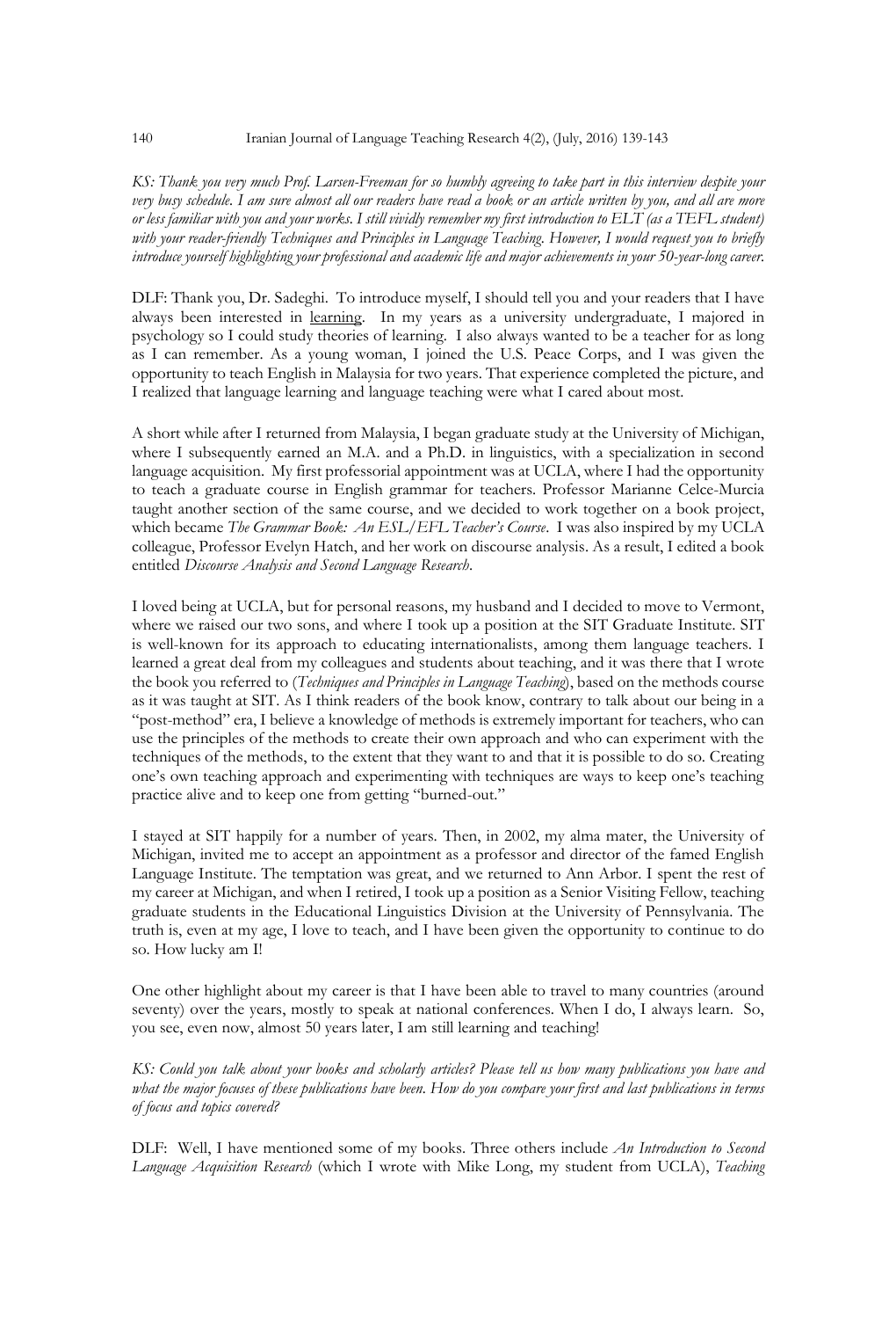*KS: Thank you very much Prof. Larsen-Freeman for so humbly agreeing to take part in this interview despite your very busy schedule. I am sure almost all our readers have read a book or an article written by you, and all are more or less familiar with you and your works. I still vividly remember my first introduction to ELT (as a TEFL student) with your reader-friendly Techniques and Principles in Language Teaching. However, I would request you to briefly introduce yourself highlighting your professional and academic life and major achievements in your 50-year-long career.*

DLF: Thank you, Dr. Sadeghi. To introduce myself, I should tell you and your readers that I have always been interested in learning. In my years as a university undergraduate, I majored in psychology so I could study theories of learning. I also always wanted to be a teacher for as long as I can remember. As a young woman, I joined the U.S. Peace Corps, and I was given the opportunity to teach English in Malaysia for two years. That experience completed the picture, and I realized that language learning and language teaching were what I cared about most.

A short while after I returned from Malaysia, I began graduate study at the University of Michigan, where I subsequently earned an M.A. and a Ph.D. in linguistics, with a specialization in second language acquisition. My first professorial appointment was at UCLA, where I had the opportunity to teach a graduate course in English grammar for teachers. Professor Marianne Celce-Murcia taught another section of the same course, and we decided to work together on a book project, which became *The Grammar Book: An ESL/EFL Teacher's Course*. I was also inspired by my UCLA colleague, Professor Evelyn Hatch, and her work on discourse analysis. As a result, I edited a book entitled *Discourse Analysis and Second Language Research*.

I loved being at UCLA, but for personal reasons, my husband and I decided to move to Vermont, where we raised our two sons, and where I took up a position at the SIT Graduate Institute. SIT is well-known for its approach to educating internationalists, among them language teachers. I learned a great deal from my colleagues and students about teaching, and it was there that I wrote the book you referred to (*Techniques and Principles in Language Teaching*), based on the methods course as it was taught at SIT. As I think readers of the book know, contrary to talk about our being in a "post-method" era, I believe a knowledge of methods is extremely important for teachers, who can use the principles of the methods to create their own approach and who can experiment with the techniques of the methods, to the extent that they want to and that it is possible to do so. Creating one's own teaching approach and experimenting with techniques are ways to keep one's teaching practice alive and to keep one from getting "burned-out."

I stayed at SIT happily for a number of years. Then, in 2002, my alma mater, the University of Michigan, invited me to accept an appointment as a professor and director of the famed English Language Institute. The temptation was great, and we returned to Ann Arbor. I spent the rest of my career at Michigan, and when I retired, I took up a position as a Senior Visiting Fellow, teaching graduate students in the Educational Linguistics Division at the University of Pennsylvania. The truth is, even at my age, I love to teach, and I have been given the opportunity to continue to do so. How lucky am I!

One other highlight about my career is that I have been able to travel to many countries (around seventy) over the years, mostly to speak at national conferences. When I do, I always learn. So, you see, even now, almost 50 years later, I am still learning and teaching!

*KS: Could you talk about your books and scholarly articles? Please tell us how many publications you have and what the major focuses of these publications have been. How do you compare your first and last publications in terms of focus and topics covered?*

DLF: Well, I have mentioned some of my books. Three others include *An Introduction to Second Language Acquisition Research* (which I wrote with Mike Long, my student from UCLA), *Teaching*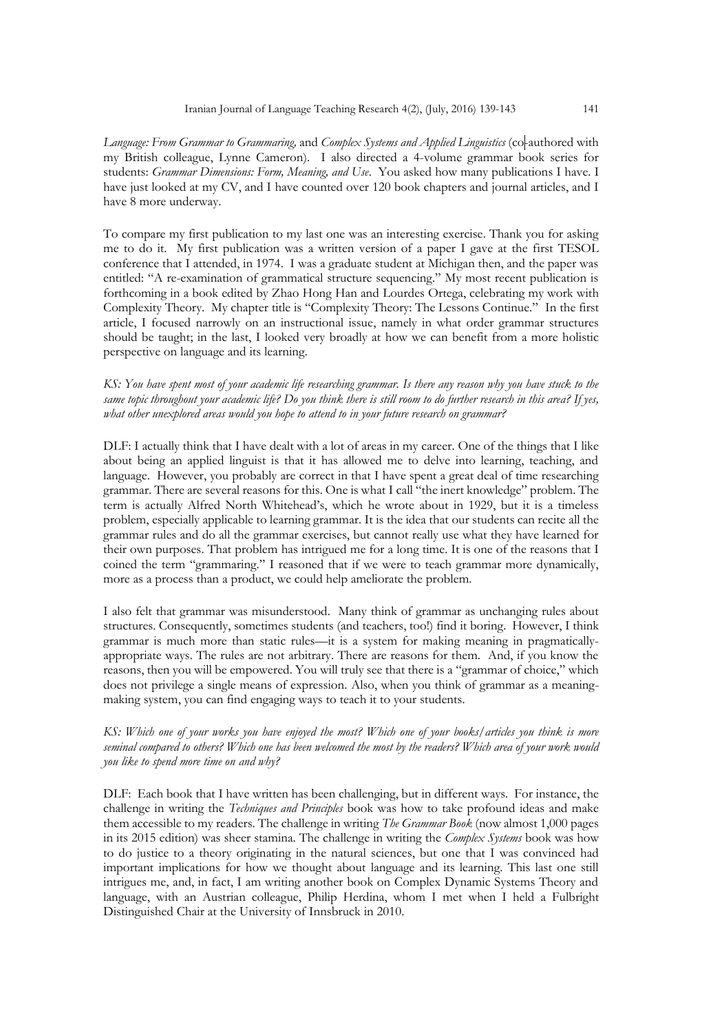*Language: From Grammar to Grammaring,* and *Complex Systems and Applied Linguistics* (co-authored with my British colleague, Lynne Cameron). I also directed a 4-volume grammar book series for students: *Grammar Dimensions: Form, Meaning, and Use*. You asked how many publications I have. I have just looked at my CV, and I have counted over 120 book chapters and journal articles, and I have 8 more underway.

To compare my first publication to my last one was an interesting exercise. Thank you for asking me to do it. My first publication was a written version of a paper I gave at the first TESOL conference that I attended, in 1974. I was a graduate student at Michigan then, and the paper was entitled: "A re-examination of grammatical structure sequencing." My most recent publication is forthcoming in a book edited by Zhao Hong Han and Lourdes Ortega, celebrating my work with Complexity Theory. My chapter title is "Complexity Theory: The Lessons Continue." In the first article, I focused narrowly on an instructional issue, namely in what order grammar structures should be taught; in the last, I looked very broadly at how we can benefit from a more holistic perspective on language and its learning.

*KS: You have spent most of your academic life researching grammar. Is there any reason why you have stuck to the same topic throughout your academic life? Do you think there is still room to do further research in this area? If yes, what other unexplored areas would you hope to attend to in your future research on grammar?*

DLF: I actually think that I have dealt with a lot of areas in my career. One of the things that I like about being an applied linguist is that it has allowed me to delve into learning, teaching, and language. However, you probably are correct in that I have spent a great deal of time researching grammar. There are several reasons for this. One is what I call "the inert knowledge" problem. The term is actually Alfred North Whitehead's, which he wrote about in 1929, but it is a timeless problem, especially applicable to learning grammar. It is the idea that our students can recite all the grammar rules and do all the grammar exercises, but cannot really use what they have learned for their own purposes. That problem has intrigued me for a long time. It is one of the reasons that I coined the term "grammaring." I reasoned that if we were to teach grammar more dynamically, more as a process than a product, we could help ameliorate the problem.

I also felt that grammar was misunderstood. Many think of grammar as unchanging rules about structures. Consequently, sometimes students (and teachers, too!) find it boring. However, I think grammar is much more than static rules—it is a system for making meaning in pragmatically-appropriate ways. The rules are not arbitrary. There are reasons for them. And, if you know the reasons, then you will be empowered. You will truly see that there is a "grammar of choice," which does not privilege a single means of expression. Also, when you think of grammar as a meaning-making system, you can find engaging ways to teach it to your students.

*KS: Which one of your works you have enjoyed the most? Which one of your books/articles you think is more seminal compared to others? Which one has been welcomed the most by the readers? Which area of your work would you like to spend more time on and why?*

DLF: Each book that I have written has been challenging, but in different ways. For instance, the challenge in writing the *Techniques and Principles* book was how to take profound ideas and make them accessible to my readers. The challenge in writing *The Grammar Book* (now almost 1,000 pages in its 2015 edition) was sheer stamina. The challenge in writing the *Complex Systems* book was how to do justice to a theory originating in the natural sciences, but one that I was convinced had important implications for how we thought about language and its learning. This last one still intrigues me, and, in fact, I am writing another book on Complex Dynamic Systems Theory and language, with an Austrian colleague, Philip Herdina, whom I met when I held a Fulbright Distinguished Chair at the University of Innsbruck in 2010.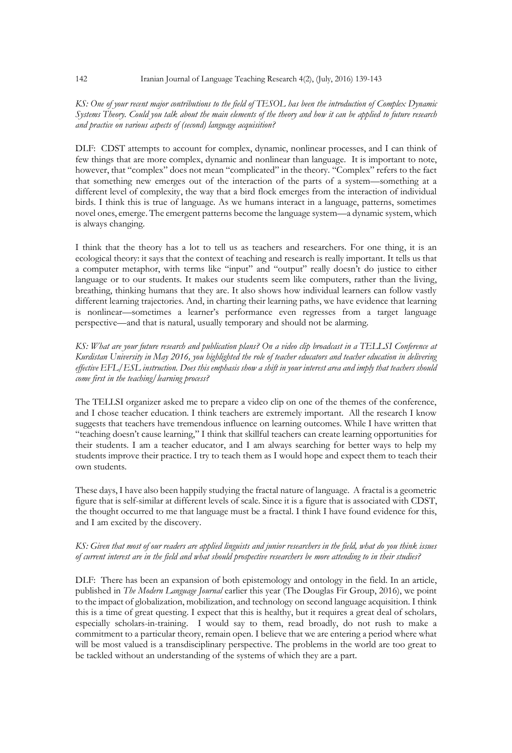*KS: One of your recent major contributions to the field of TESOL has been the introduction of Complex Dynamic Systems Theory. Could you talk about the main elements of the theory and how it can be applied to future research and practice on various aspects of (second) language acquisition?*

DLF: CDST attempts to account for complex, dynamic, nonlinear processes, and I can think of few things that are more complex, dynamic and nonlinear than language. It is important to note, however, that "complex" does not mean "complicated" in the theory. "Complex" refers to the fact that something new emerges out of the interaction of the parts of a system—something at a different level of complexity, the way that a bird flock emerges from the interaction of individual birds. I think this is true of language. As we humans interact in a language, patterns, sometimes novel ones, emerge. The emergent patterns become the language system—a dynamic system, which is always changing.

I think that the theory has a lot to tell us as teachers and researchers. For one thing, it is an ecological theory: it says that the context of teaching and research is really important. It tells us that a computer metaphor, with terms like "input" and "output" really doesn't do justice to either language or to our students. It makes our students seem like computers, rather than the living, breathing, thinking humans that they are. It also shows how individual learners can follow vastly different learning trajectories. And, in charting their learning paths, we have evidence that learning is nonlinear—sometimes a learner's performance even regresses from a target language perspective—and that is natural, usually temporary and should not be alarming.

*KS: What are your future research and publication plans? On a video clip broadcast in a TELLSI Conference at Kurdistan University in May 2016, you highlighted the role of teacher educators and teacher education in delivering effective EFL/ESL instruction. Does this emphasis show a shift in your interest area and imply that teachers should come first in the teaching/learning process?*

The TELLSI organizer asked me to prepare a video clip on one of the themes of the conference, and I chose teacher education. I think teachers are extremely important. All the research I know suggests that teachers have tremendous influence on learning outcomes. While I have written that "teaching doesn't cause learning," I think that skillful teachers can create learning opportunities for their students. I am a teacher educator, and I am always searching for better ways to help my students improve their practice. I try to teach them as I would hope and expect them to teach their own students.

These days, I have also been happily studying the fractal nature of language. A fractal is a geometric figure that is self-similar at different levels of scale. Since it is a figure that is associated with CDST, the thought occurred to me that language must be a fractal. I think I have found evidence for this, and I am excited by the discovery.

*KS: Given that most of our readers are applied linguists and junior researchers in the field, what do you think issues of current interest are in the field and what should prospective researchers be more attending to in their studies?*

DLF: There has been an expansion of both epistemology and ontology in the field. In an article, published in *The Modern Language Journal* earlier this year (The Douglas Fir Group, 2016), we point to the impact of globalization, mobilization, and technology on second language acquisition. I think this is a time of great questing. I expect that this is healthy, but it requires a great deal of scholars, especially scholars-in-training. I would say to them, read broadly, do not rush to make a commitment to a particular theory, remain open. I believe that we are entering a period where what will be most valued is a transdisciplinary perspective. The problems in the world are too great to be tackled without an understanding of the systems of which they are a part.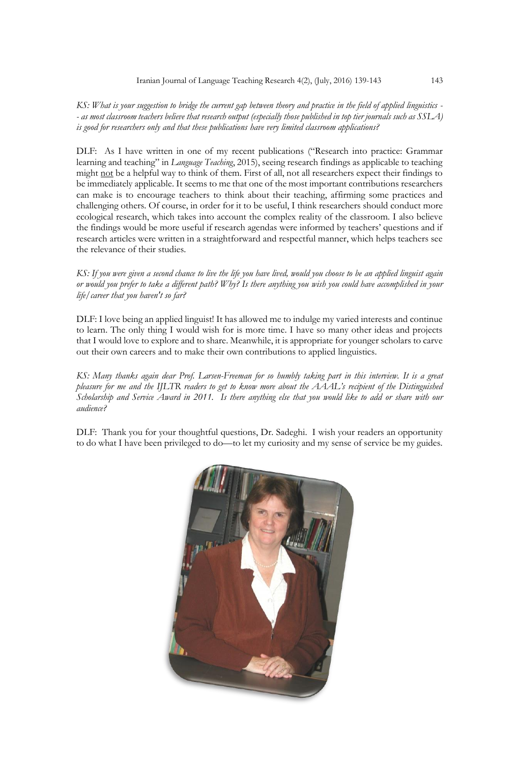*KS: What is your suggestion to bridge the current gap between theory and practice in the field of applied linguistics -- as most classroom teachers believe that research output (especially those published in top tier journals such as SSLA) is good for researchers only and that these publications have very limited classroom applications?*

DLF: As I have written in one of my recent publications ("Research into practice: Grammar learning and teaching" in *Language Teaching*, 2015), seeing research findings as applicable to teaching might not be a helpful way to think of them. First of all, not all researchers expect their findings to be immediately applicable. It seems to me that one of the most important contributions researchers can make is to encourage teachers to think about their teaching, affirming some practices and challenging others. Of course, in order for it to be useful, I think researchers should conduct more ecological research, which takes into account the complex reality of the classroom. I also believe the findings would be more useful if research agendas were informed by teachers' questions and if research articles were written in a straightforward and respectful manner, which helps teachers see the relevance of their studies.

*KS: If you were given a second chance to live the life you have lived, would you choose to be an applied linguist again or would you prefer to take a different path? Why? Is there anything you wish you could have accomplished in your life/career that you haven't so far?*

DLF: I love being an applied linguist! It has allowed me to indulge my varied interests and continue to learn. The only thing I would wish for is more time. I have so many other ideas and projects that I would love to explore and to share. Meanwhile, it is appropriate for younger scholars to carve out their own careers and to make their own contributions to applied linguistics.

*KS: Many thanks again dear Prof. Larsen-Freeman for so humbly taking part in this interview. It is a great pleasure for me and the IJLTR readers to get to know more about the AAAL's recipient of the Distinguished Scholarship and Service Award in 2011. Is there anything else that you would like to add or share with our audience?*

DLF: Thank you for your thoughtful questions, Dr. Sadeghi. I wish your readers an opportunity to do what I have been privileged to do—to let my curiosity and my sense of service be my guides.